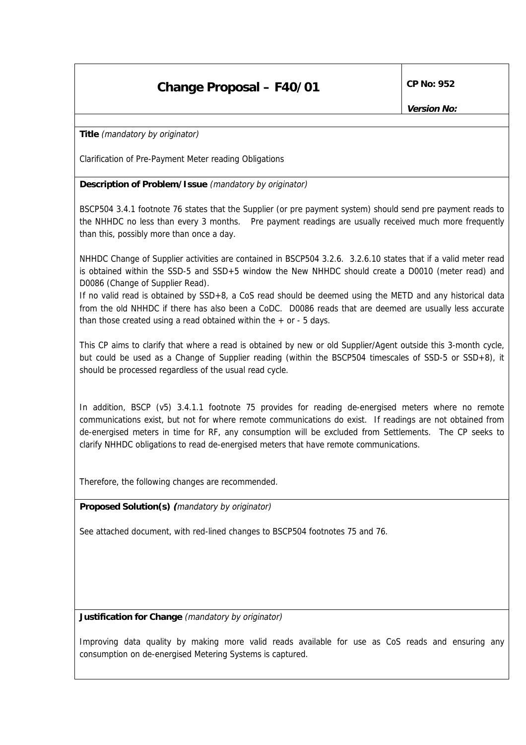# Change Proposal – F40/01

**CP No: 952**

***Version No:***

**Title** *(mandatory by originator)*

Clarification of Pre-Payment Meter reading Obligations

**Description of Problem/Issue** *(mandatory by originator)*

BSCP504 3.4.1 footnote 76 states that the Supplier (or pre payment system) should send pre payment reads to the NHHDC no less than every 3 months. Pre payment readings are usually received much more frequently than this, possibly more than once a day.

NHHDC Change of Supplier activities are contained in BSCP504 3.2.6. 3.2.6.10 states that if a valid meter read is obtained within the SSD-5 and SSD+5 window the New NHHDC should create a D0010 (meter read) and D0086 (Change of Supplier Read).

If no valid read is obtained by SSD+8, a CoS read should be deemed using the METD and any historical data from the old NHHDC if there has also been a CoDC. D0086 reads that are deemed are usually less accurate than those created using a read obtained within the + or - 5 days.

This CP aims to clarify that where a read is obtained by new or old Supplier/Agent outside this 3-month cycle, but could be used as a Change of Supplier reading (within the BSCP504 timescales of SSD-5 or SSD+8), it should be processed regardless of the usual read cycle.

In addition, BSCP (v5) 3.4.1.1 footnote 75 provides for reading de-energised meters where no remote communications exist, but not for where remote communications do exist. If readings are not obtained from de-energised meters in time for RF, any consumption will be excluded from Settlements. The CP seeks to clarify NHHDC obligations to read de-energised meters that have remote communications.

Therefore, the following changes are recommended.

**Proposed Solution(s)** *(mandatory by originator)*

See attached document, with red-lined changes to BSCP504 footnotes 75 and 76.

**Justification for Change** *(mandatory by originator)*

Improving data quality by making more valid reads available for use as CoS reads and ensuring any consumption on de-energised Metering Systems is captured.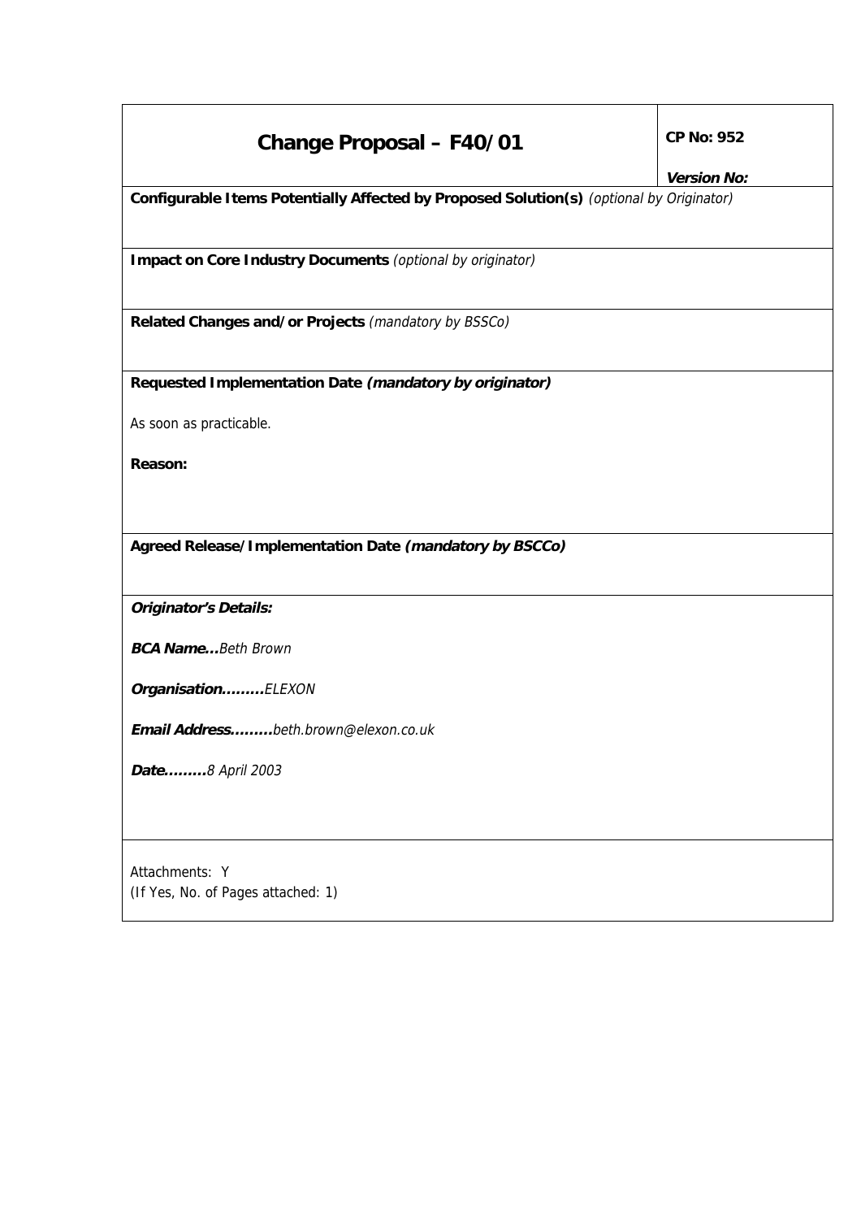| **Change Proposal – F40/01** | **CP No: 952**<br><br>***Version No:*** |
|---|---|
| **Configurable Items Potentially Affected by Proposed Solution(s)** *(optional by Originator)* | |
| **Impact on Core Industry Documents** *(optional by originator)* | |
| **Related Changes and/or Projects** *(mandatory by BSSCo)* | |
| **Requested Implementation Date *(mandatory by originator)***<br><br>As soon as practicable.<br><br>**Reason:** | |
| **Agreed Release/Implementation Date *(mandatory by BSCCo)*** | |
| ***Originator's Details:***<br><br>***BCA Name…****Beth Brown*<br><br>***Organisation………****ELEXON*<br><br>***Email Address………****beth.brown@elexon.co.uk*<br><br>***Date………****8 April 2003* | |
| Attachments: Y<br>(If Yes, No. of Pages attached: 1) | |